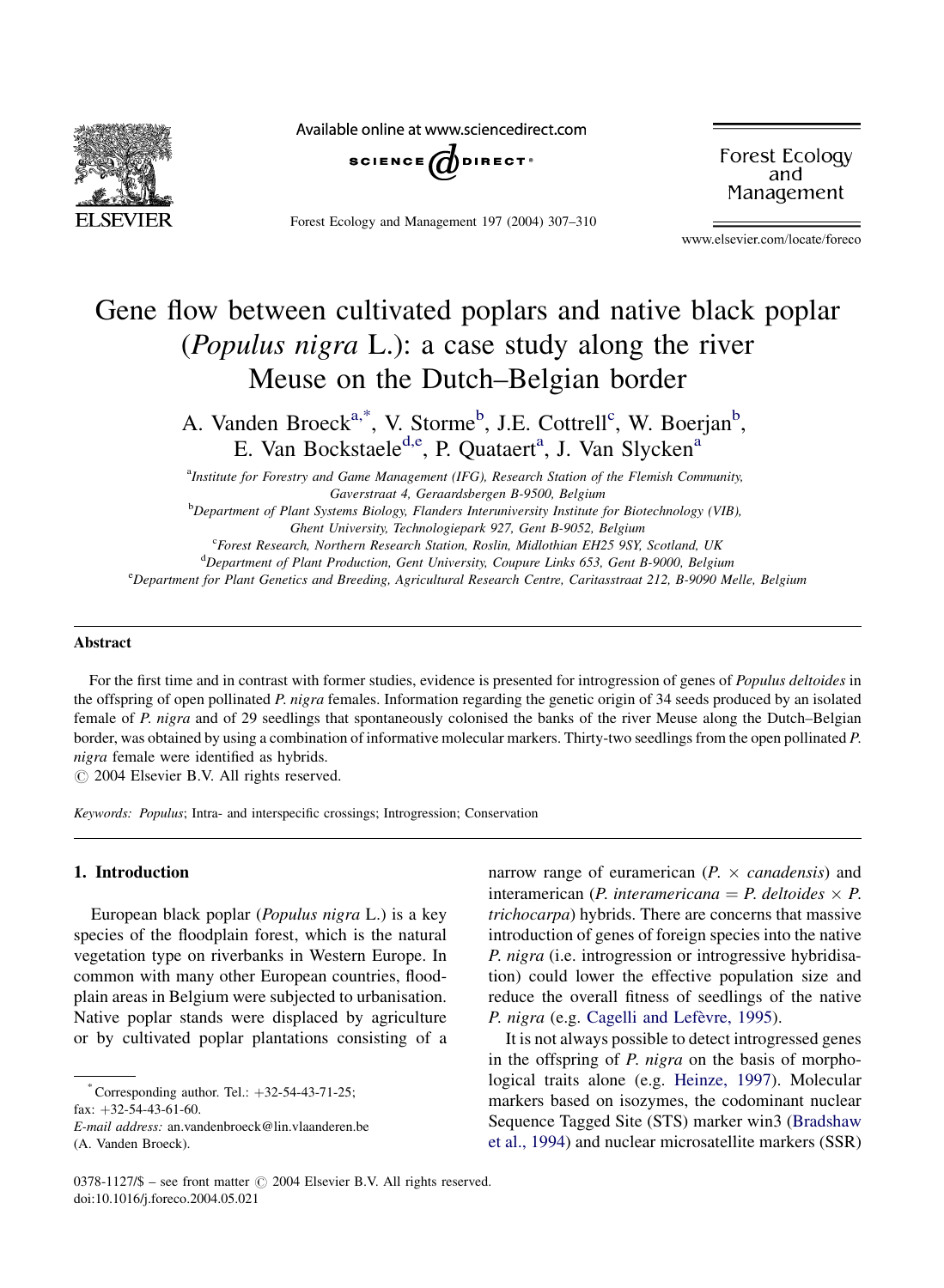# Gene flow between cultivated poplars and native black poplar (*Populus nigra* L.): a case study along the river Meuse on the Dutch–Belgian border

A. Vanden Broeck[a,*], V. Storme[b], J.E. Cottrell[c], W. Boerjan[b], E. Van Bockstaele[d,e], P. Quataert[a], J. Van Slycken[a]

[a] Institute for Forestry and Game Management (IFG), Research Station of the Flemish Community, Gaverstraat 4, Geraardsbergen B-9500, Belgium

[b] Department of Plant Systems Biology, Flanders Interuniversity Institute for Biotechnology (VIB), Ghent University, Technologiepark 927, Gent B-9052, Belgium

[c] Forest Research, Northern Research Station, Roslin, Midlothian EH25 9SY, Scotland, UK

[d] Department of Plant Production, Gent University, Coupure Links 653, Gent B-9000, Belgium

[e] Department for Plant Genetics and Breeding, Agricultural Research Centre, Caritasstraat 212, B-9090 Melle, Belgium

## Abstract

For the first time and in contrast with former studies, evidence is presented for introgression of genes of *Populus deltoides* in the offspring of open pollinated *P. nigra* females. Information regarding the genetic origin of 34 seeds produced by an isolated female of *P. nigra* and of 29 seedlings that spontaneously colonised the banks of the river Meuse along the Dutch–Belgian border, was obtained by using a combination of informative molecular markers. Thirty-two seedlings from the open pollinated *P. nigra* female were identified as hybrids.

© 2004 Elsevier B.V. All rights reserved.

*Keywords:* *Populus*; Intra- and interspecific crossings; Introgression; Conservation

## 1. Introduction

European black poplar (*Populus nigra* L.) is a key species of the floodplain forest, which is the natural vegetation type on riverbanks in Western Europe. In common with many other European countries, floodplain areas in Belgium were subjected to urbanisation. Native poplar stands were displaced by agriculture or by cultivated poplar plantations consisting of a narrow range of euramerican (*P.* × *canadensis*) and interamerican (*P. interamericana* = *P. deltoides* × *P. trichocarpa*) hybrids. There are concerns that massive introduction of genes of foreign species into the native *P. nigra* (i.e. introgression or introgressive hybridisation) could lower the effective population size and reduce the overall fitness of seedlings of the native *P. nigra* (e.g. Cagelli and Lefèvre, 1995).

It is not always possible to detect introgressed genes in the offspring of *P. nigra* on the basis of morphological traits alone (e.g. Heinze, 1997). Molecular markers based on isozymes, the codominant nuclear Sequence Tagged Site (STS) marker win3 (Bradshaw et al., 1994) and nuclear microsatellite markers (SSR)

* Corresponding author. Tel.: +32-54-43-71-25; fax: +32-54-43-61-60.
*E-mail address:* an.vandenbroeck@lin.vlaanderen.be (A. Vanden Broeck).

0378-1127/$ – see front matter © 2004 Elsevier B.V. All rights reserved.
doi:10.1016/j.foreco.2004.05.021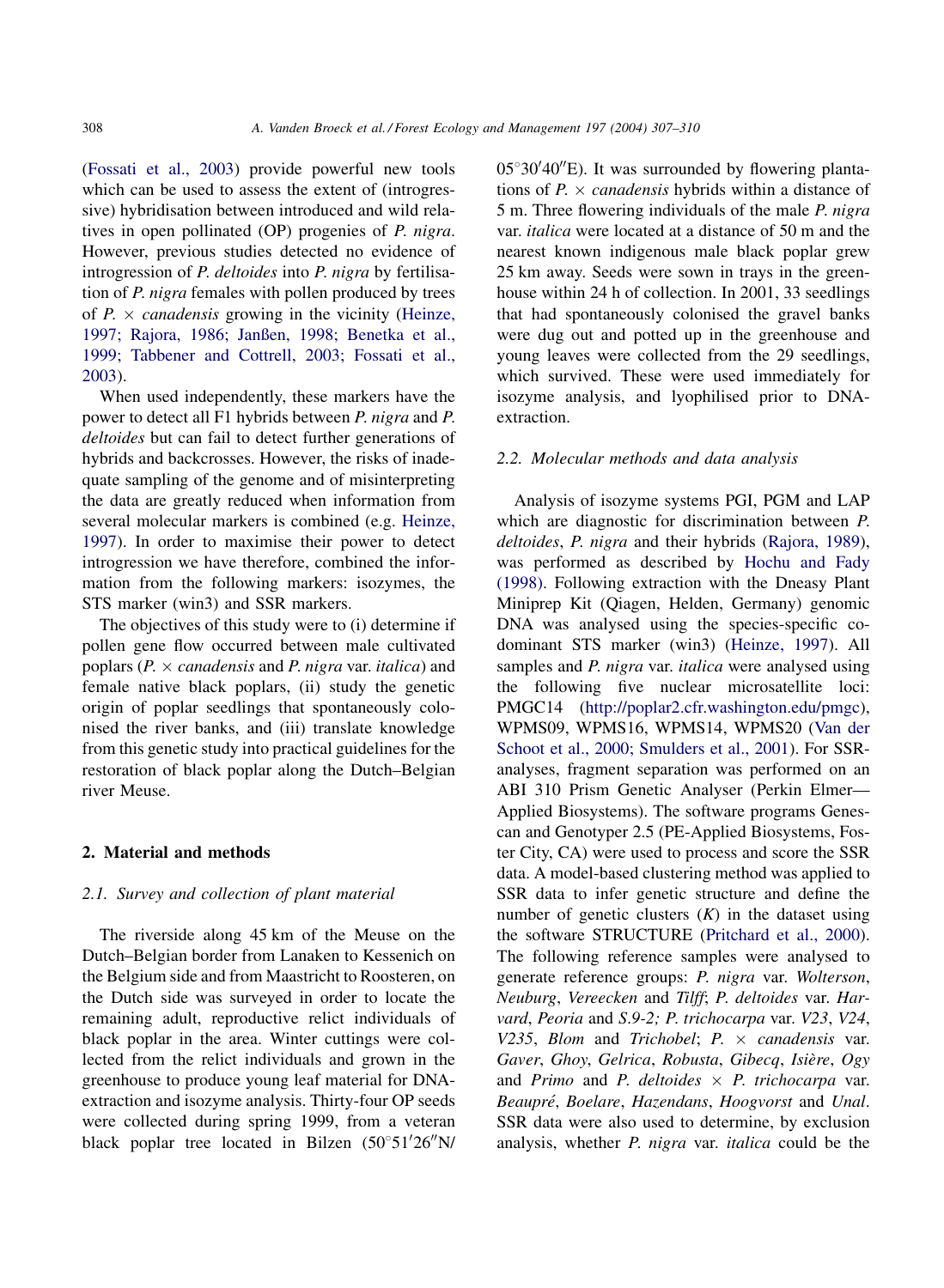(Fossati et al., 2003) provide powerful new tools which can be used to assess the extent of (introgressive) hybridisation between introduced and wild relatives in open pollinated (OP) progenies of *P. nigra*. However, previous studies detected no evidence of introgression of *P. deltoides* into *P. nigra* by fertilisation of *P. nigra* females with pollen produced by trees of *P.* × *canadensis* growing in the vicinity (Heinze, 1997; Rajora, 1986; Janßen, 1998; Benetka et al., 1999; Tabbener and Cottrell, 2003; Fossati et al., 2003).

When used independently, these markers have the power to detect all F1 hybrids between *P. nigra* and *P. deltoides* but can fail to detect further generations of hybrids and backcrosses. However, the risks of inadequate sampling of the genome and of misinterpreting the data are greatly reduced when information from several molecular markers is combined (e.g. Heinze, 1997). In order to maximise their power to detect introgression we have therefore, combined the information from the following markers: isozymes, the STS marker (win3) and SSR markers.

The objectives of this study were to (i) determine if pollen gene flow occurred between male cultivated poplars (*P.* × *canadensis* and *P. nigra* var. *italica*) and female native black poplars, (ii) study the genetic origin of poplar seedlings that spontaneously colonised the river banks, and (iii) translate knowledge from this genetic study into practical guidelines for the restoration of black poplar along the Dutch–Belgian river Meuse.

## 2. Material and methods

### 2.1. Survey and collection of plant material

The riverside along 45 km of the Meuse on the Dutch–Belgian border from Lanaken to Kessenich on the Belgium side and from Maastricht to Roosteren, on the Dutch side was surveyed in order to locate the remaining adult, reproductive relict individuals of black poplar in the area. Winter cuttings were collected from the relict individuals and grown in the greenhouse to produce young leaf material for DNA-extraction and isozyme analysis. Thirty-four OP seeds were collected during spring 1999, from a veteran black poplar tree located in Bilzen (50°51′26″N/05°30′40″E). It was surrounded by flowering plantations of *P.* × *canadensis* hybrids within a distance of 5 m. Three flowering individuals of the male *P. nigra* var. *italica* were located at a distance of 50 m and the nearest known indigenous male black poplar grew 25 km away. Seeds were sown in trays in the greenhouse within 24 h of collection. In 2001, 33 seedlings that had spontaneously colonised the gravel banks were dug out and potted up in the greenhouse and young leaves were collected from the 29 seedlings, which survived. These were used immediately for isozyme analysis, and lyophilised prior to DNA-extraction.

### 2.2. Molecular methods and data analysis

Analysis of isozyme systems PGI, PGM and LAP which are diagnostic for discrimination between *P. deltoides*, *P. nigra* and their hybrids (Rajora, 1989), was performed as described by Hochu and Fady (1998). Following extraction with the Dneasy Plant Miniprep Kit (Qiagen, Helden, Germany) genomic DNA was analysed using the species-specific co-dominant STS marker (win3) (Heinze, 1997). All samples and *P. nigra* var. *italica* were analysed using the following five nuclear microsatellite loci: PMGC14 (http://poplar2.cfr.washington.edu/pmgc), WPMS09, WPMS16, WPMS14, WPMS20 (Van der Schoot et al., 2000; Smulders et al., 2001). For SSR-analyses, fragment separation was performed on an ABI 310 Prism Genetic Analyser (Perkin Elmer—Applied Biosystems). The software programs Genescan and Genotyper 2.5 (PE-Applied Biosystems, Foster City, CA) were used to process and score the SSR data. A model-based clustering method was applied to SSR data to infer genetic structure and define the number of genetic clusters ($K$) in the dataset using the software STRUCTURE (Pritchard et al., 2000). The following reference samples were analysed to generate reference groups: *P. nigra* var. *Wolterson*, *Neuburg*, *Vereecken* and *Tilff*; *P. deltoides* var. *Harvard*, *Peoria* and *S.9-2; P. trichocarpa* var. *V23*, *V24*, *V235*, *Blom* and *Trichobel*; *P.* × *canadensis* var. *Gaver*, *Ghoy*, *Gelrica*, *Robusta*, *Gibecq*, *Isière*, *Ogy* and *Primo* and *P. deltoides* × *P. trichocarpa* var. *Beaupré*, *Boelare*, *Hazendans*, *Hoogvorst* and *Unal*. SSR data were also used to determine, by exclusion analysis, whether *P. nigra* var. *italica* could be the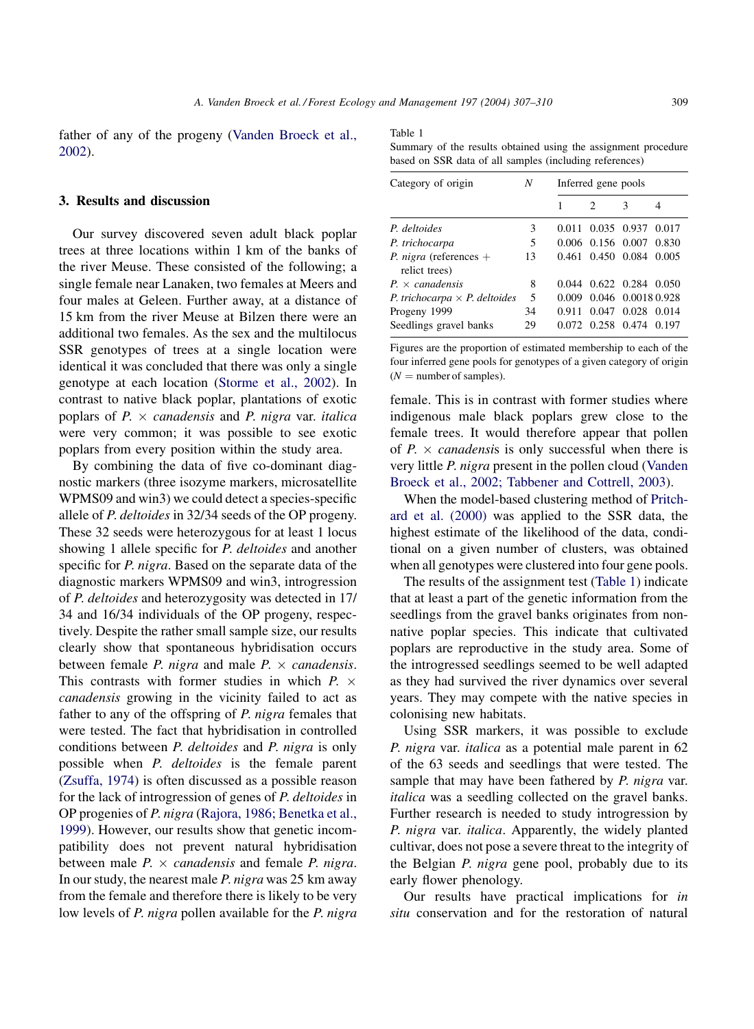father of any of the progeny (Vanden Broeck et al., 2002).

## 3. Results and discussion

Our survey discovered seven adult black poplar trees at three locations within 1 km of the banks of the river Meuse. These consisted of the following; a single female near Lanaken, two females at Meers and four males at Geleen. Further away, at a distance of 15 km from the river Meuse at Bilzen there were an additional two females. As the sex and the multilocus SSR genotypes of trees at a single location were identical it was concluded that there was only a single genotype at each location (Storme et al., 2002). In contrast to native black poplar, plantations of exotic poplars of *P.* × *canadensis* and *P. nigra* var. *italica* were very common; it was possible to see exotic poplars from every position within the study area.

By combining the data of five co-dominant diagnostic markers (three isozyme markers, microsatellite WPMS09 and win3) we could detect a species-specific allele of *P. deltoides* in 32/34 seeds of the OP progeny. These 32 seeds were heterozygous for at least 1 locus showing 1 allele specific for *P. deltoides* and another specific for *P. nigra*. Based on the separate data of the diagnostic markers WPMS09 and win3, introgression of *P. deltoides* and heterozygosity was detected in 17/34 and 16/34 individuals of the OP progeny, respectively. Despite the rather small sample size, our results clearly show that spontaneous hybridisation occurs between female *P. nigra* and male *P.* × *canadensis*. This contrasts with former studies in which *P.* × *canadensis* growing in the vicinity failed to act as father to any of the offspring of *P. nigra* females that were tested. The fact that hybridisation in controlled conditions between *P. deltoides* and *P. nigra* is only possible when *P. deltoides* is the female parent (Zsuffa, 1974) is often discussed as a possible reason for the lack of introgression of genes of *P. deltoides* in OP progenies of *P. nigra* (Rajora, 1986; Benetka et al., 1999). However, our results show that genetic incompatibility does not prevent natural hybridisation between male *P.* × *canadensis* and female *P. nigra*. In our study, the nearest male *P. nigra* was 25 km away from the female and therefore there is likely to be very low levels of *P. nigra* pollen available for the *P. nigra* female. This is in contrast with former studies where indigenous male black poplars grew close to the female trees. It would therefore appear that pollen of *P.* × *canadensis* is only successful when there is very little *P. nigra* present in the pollen cloud (Vanden Broeck et al., 2002; Tabbener and Cottrell, 2003).

When the model-based clustering method of Pritchard et al. (2000) was applied to the SSR data, the highest estimate of the likelihood of the data, conditional on a given number of clusters, was obtained when all genotypes were clustered into four gene pools.

The results of the assignment test (Table 1) indicate that at least a part of the genetic information from the seedlings from the gravel banks originates from non-native poplar species. This indicate that cultivated poplars are reproductive in the study area. Some of the introgressed seedlings seemed to be well adapted as they had survived the river dynamics over several years. They may compete with the native species in colonising new habitats.

Using SSR markers, it was possible to exclude *P. nigra* var. *italica* as a potential male parent in 62 of the 63 seeds and seedlings that were tested. The sample that may have been fathered by *P. nigra* var. *italica* was a seedling collected on the gravel banks. Further research is needed to study introgression by *P. nigra* var. *italica*. Apparently, the widely planted cultivar, does not pose a severe threat to the integrity of the Belgian *P. nigra* gene pool, probably due to its early flower phenology.

Our results have practical implications for *in situ* conservation and for the restoration of natural

Table 1
Summary of the results obtained using the assignment procedure based on SSR data of all samples (including references)

| Category of origin | N | Inferred gene pools | | | |
|---|---|---|---|---|---|
| | | 1 | 2 | 3 | 4 |
| *P. deltoides* | 3 | 0.011 | 0.035 | 0.937 | 0.017 |
| *P. trichocarpa* | 5 | 0.006 | 0.156 | 0.007 | 0.830 |
| *P. nigra* (references + relict trees) | 13 | 0.461 | 0.450 | 0.084 | 0.005 |
| *P.* × *canadensis* | 8 | 0.044 | 0.622 | 0.284 | 0.050 |
| *P. trichocarpa* × *P. deltoides* | 5 | 0.009 | 0.046 | 0.0018 | 0.928 |
| Progeny 1999 | 34 | 0.911 | 0.047 | 0.028 | 0.014 |
| Seedlings gravel banks | 29 | 0.072 | 0.258 | 0.474 | 0.197 |

Figures are the proportion of estimated membership to each of the four inferred gene pools for genotypes of a given category of origin ($N$ = number of samples).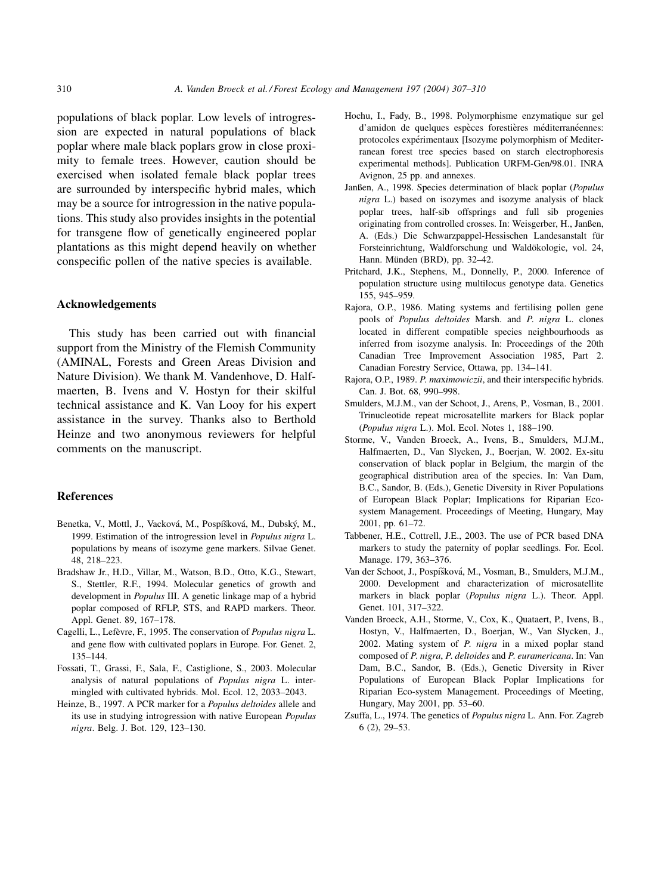populations of black poplar. Low levels of introgression are expected in natural populations of black poplar where male black poplars grow in close proximity to female trees. However, caution should be exercised when isolated female black poplar trees are surrounded by interspecific hybrid males, which may be a source for introgression in the native populations. This study also provides insights in the potential for transgene flow of genetically engineered poplar plantations as this might depend heavily on whether conspecific pollen of the native species is available.

## Acknowledgements

This study has been carried out with financial support from the Ministry of the Flemish Community (AMINAL, Forests and Green Areas Division and Nature Division). We thank M. Vandenhove, D. Halfmaerten, B. Ivens and V. Hostyn for their skilful technical assistance and K. Van Looy for his expert assistance in the survey. Thanks also to Berthold Heinze and two anonymous reviewers for helpful comments on the manuscript.

## References

Benetka, V., Mottl, J., Vacková, M., Pospíšková, M., Dubský, M., 1999. Estimation of the introgression level in *Populus nigra* L. populations by means of isozyme gene markers. Silvae Genet. 48, 218–223.

Bradshaw Jr., H.D., Villar, M., Watson, B.D., Otto, K.G., Stewart, S., Stettler, R.F., 1994. Molecular genetics of growth and development in *Populus* III. A genetic linkage map of a hybrid poplar composed of RFLP, STS, and RAPD markers. Theor. Appl. Genet. 89, 167–178.

Cagelli, L., Lefèvre, F., 1995. The conservation of *Populus nigra* L. and gene flow with cultivated poplars in Europe. For. Genet. 2, 135–144.

Fossati, T., Grassi, F., Sala, F., Castiglione, S., 2003. Molecular analysis of natural populations of *Populus nigra* L. intermingled with cultivated hybrids. Mol. Ecol. 12, 2033–2043.

Heinze, B., 1997. A PCR marker for a *Populus deltoides* allele and its use in studying introgression with native European *Populus nigra*. Belg. J. Bot. 129, 123–130.

Hochu, I., Fady, B., 1998. Polymorphisme enzymatique sur gel d'amidon de quelques espèces forestières méditerranéennes: protocoles expérimentaux [Isozyme polymorphism of Mediterranean forest tree species based on starch electrophoresis experimental methods]. Publication URFM-Gen/98.01. INRA Avignon, 25 pp. and annexes.

Janßen, A., 1998. Species determination of black poplar (*Populus nigra* L.) based on isozymes and isozyme analysis of black poplar trees, half-sib offsprings and full sib progenies originating from controlled crosses. In: Weisgerber, H., Janßen, A. (Eds.) Die Schwarzpappel-Hessischen Landesanstalt für Forsteinrichtung, Waldforschung und Waldökologie, vol. 24, Hann. Münden (BRD), pp. 32–42.

Pritchard, J.K., Stephens, M., Donnelly, P., 2000. Inference of population structure using multilocus genotype data. Genetics 155, 945–959.

Rajora, O.P., 1986. Mating systems and fertilising pollen gene pools of *Populus deltoides* Marsh. and *P. nigra* L. clones located in different compatible species neighbourhoods as inferred from isozyme analysis. In: Proceedings of the 20th Canadian Tree Improvement Association 1985, Part 2. Canadian Forestry Service, Ottawa, pp. 134–141.

Rajora, O.P., 1989. *P. maximowiczii*, and their interspecific hybrids. Can. J. Bot. 68, 990–998.

Smulders, M.J.M., van der Schoot, J., Arens, P., Vosman, B., 2001. Trinucleotide repeat microsatellite markers for Black poplar (*Populus nigra* L.). Mol. Ecol. Notes 1, 188–190.

Storme, V., Vanden Broeck, A., Ivens, B., Smulders, M.J.M., Halfmaerten, D., Van Slycken, J., Boerjan, W. 2002. Ex-situ conservation of black poplar in Belgium, the margin of the geographical distribution area of the species. In: Van Dam, B.C., Sandor, B. (Eds.), Genetic Diversity in River Populations of European Black Poplar; Implications for Riparian Ecosystem Management. Proceedings of Meeting, Hungary, May 2001, pp. 61–72.

Tabbener, H.E., Cottrell, J.E., 2003. The use of PCR based DNA markers to study the paternity of poplar seedlings. For. Ecol. Manage. 179, 363–376.

Van der Schoot, J., Pospíšková, M., Vosman, B., Smulders, M.J.M., 2000. Development and characterization of microsatellite markers in black poplar (*Populus nigra* L.). Theor. Appl. Genet. 101, 317–322.

Vanden Broeck, A.H., Storme, V., Cox, K., Quataert, P., Ivens, B., Hostyn, V., Halfmaerten, D., Boerjan, W., Van Slycken, J., 2002. Mating system of *P. nigra* in a mixed poplar stand composed of *P. nigra*, *P. deltoides* and *P. euramericana*. In: Van Dam, B.C., Sandor, B. (Eds.), Genetic Diversity in River Populations of European Black Poplar Implications for Riparian Eco-system Management. Proceedings of Meeting, Hungary, May 2001, pp. 53–60.

Zsuffa, L., 1974. The genetics of *Populus nigra* L. Ann. For. Zagreb 6 (2), 29–53.